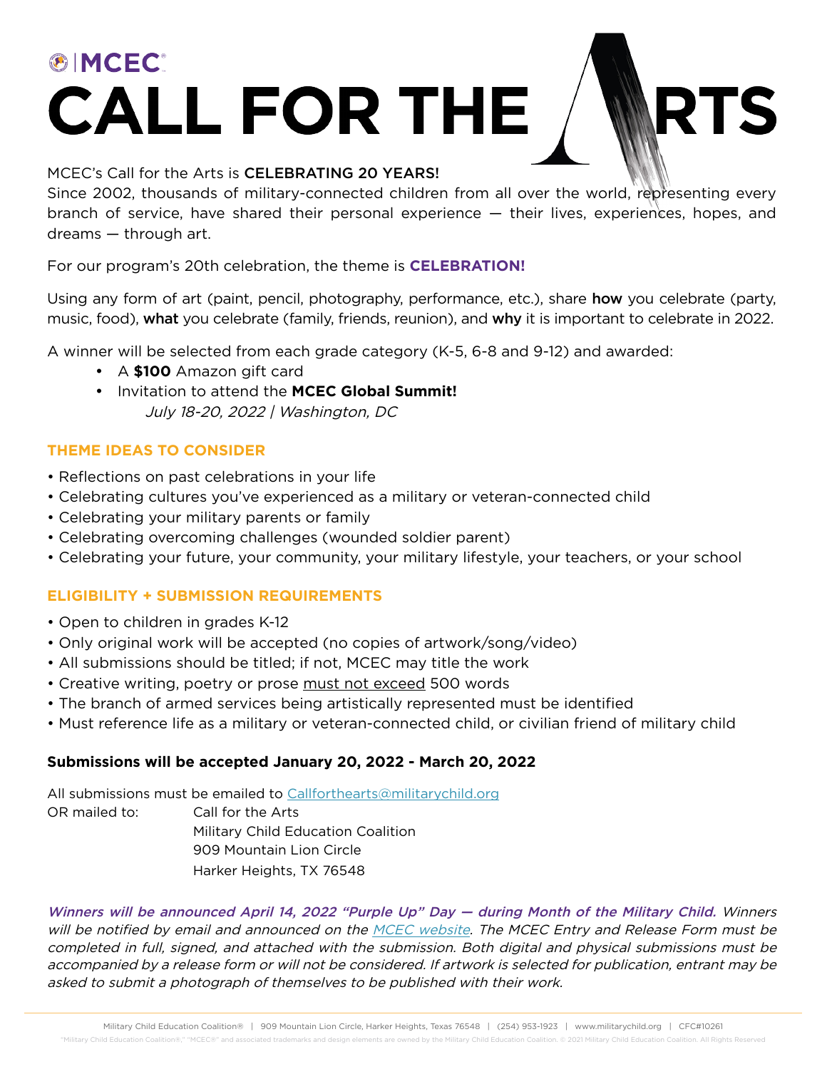MCEC®

# CALL FOR THE ARTS

MCEC's Call for the Arts is **CELEBRATING 20 YEARS!**
Since 2002, thousands of military-connected children from all over the world, representing every branch of service, have shared their personal experience — their lives, experiences, hopes, and dreams — through art.

For our program's 20th celebration, the theme is **CELEBRATION!**

Using any form of art (paint, pencil, photography, performance, etc.), share **how** you celebrate (party, music, food), **what** you celebrate (family, friends, reunion), and **why** it is important to celebrate in 2022.

A winner will be selected from each grade category (K-5, 6-8 and 9-12) and awarded:

- A **$100** Amazon gift card
- Invitation to attend the **MCEC Global Summit!**
  *July 18-20, 2022 | Washington, DC*

## THEME IDEAS TO CONSIDER

- Reflections on past celebrations in your life
- Celebrating cultures you've experienced as a military or veteran-connected child
- Celebrating your military parents or family
- Celebrating overcoming challenges (wounded soldier parent)
- Celebrating your future, your community, your military lifestyle, your teachers, or your school

## ELIGIBILITY + SUBMISSION REQUIREMENTS

- Open to children in grades K-12
- Only original work will be accepted (no copies of artwork/song/video)
- All submissions should be titled; if not, MCEC may title the work
- Creative writing, poetry or prose must not exceed 500 words
- The branch of armed services being artistically represented must be identified
- Must reference life as a military or veteran-connected child, or civilian friend of military child

**Submissions will be accepted January 20, 2022 - March 20, 2022**

All submissions must be emailed to Callforthearts@militarychild.org
OR mailed to:
Call for the Arts
Military Child Education Coalition
909 Mountain Lion Circle
Harker Heights, TX 76548

*Winners will be announced April 14, 2022 "Purple Up" Day — during Month of the Military Child. Winners will be notified by email and announced on the MCEC website. The MCEC Entry and Release Form must be completed in full, signed, and attached with the submission. Both digital and physical submissions must be accompanied by a release form or will not be considered. If artwork is selected for publication, entrant may be asked to submit a photograph of themselves to be published with their work.*

Military Child Education Coalition® | 909 Mountain Lion Circle, Harker Heights, Texas 76548 | (254) 953-1923 | www.militarychild.org | CFC#10261

"Military Child Education Coalition®," "MCEC®" and associated trademarks and design elements are owned by the Military Child Education Coalition. © 2021 Military Child Education Coalition. All Rights Reserved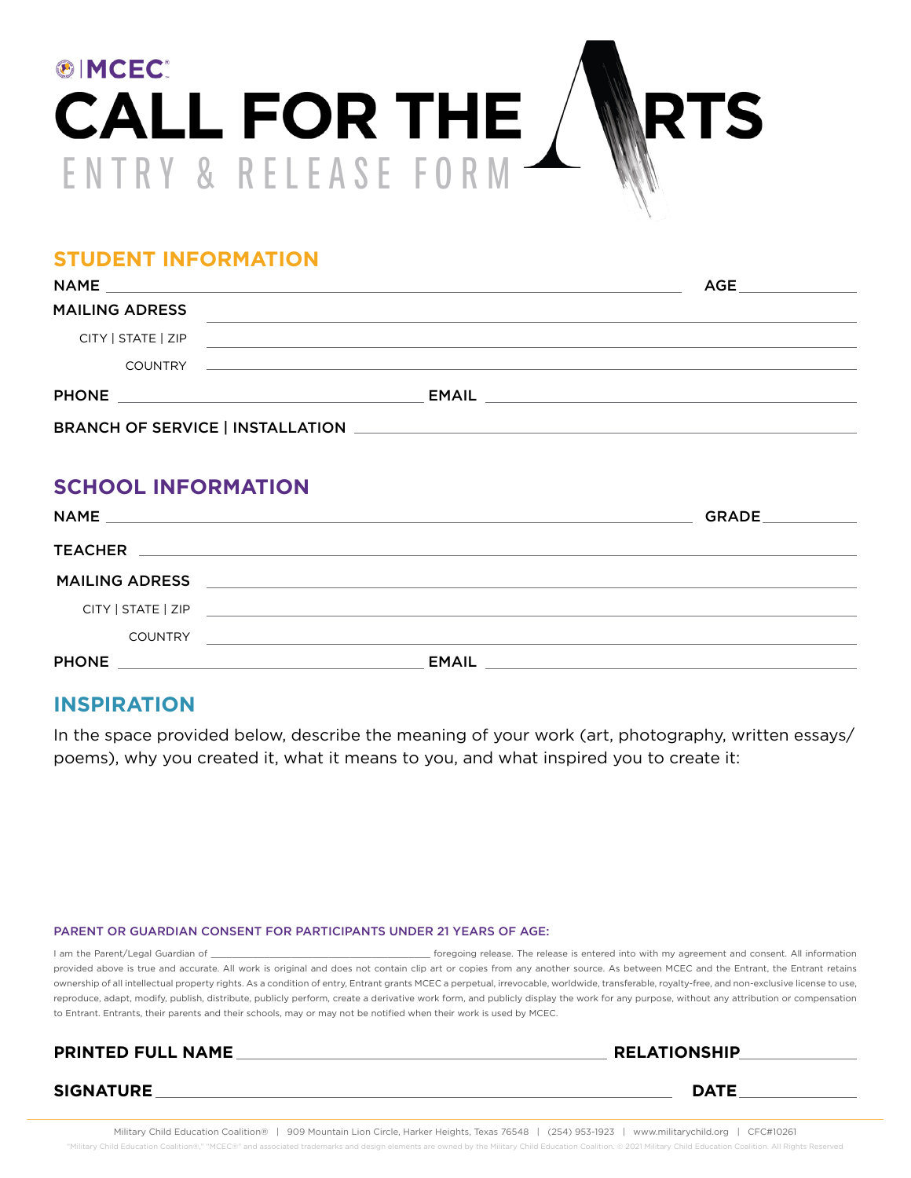MCEC®

# CALL FOR THE ARTS

ENTRY & RELEASE FORM

## STUDENT INFORMATION

NAME ______________________________ AGE __________

MAILING ADRESS ______________________________

CITY | STATE | ZIP ______________________________

COUNTRY ______________________________

PHONE ______________________________ EMAIL ______________________________

BRANCH OF SERVICE | INSTALLATION ______________________________

## SCHOOL INFORMATION

NAME ______________________________ GRADE __________

TEACHER ______________________________

MAILING ADRESS ______________________________

CITY | STATE | ZIP ______________________________

COUNTRY ______________________________

PHONE ______________________________ EMAIL ______________________________

## INSPIRATION

In the space provided below, describe the meaning of your work (art, photography, written essays/ poems), why you created it, what it means to you, and what inspired you to create it:

### PARENT OR GUARDIAN CONSENT FOR PARTICIPANTS UNDER 21 YEARS OF AGE:

I am the Parent/Legal Guardian of ______________________________ foregoing release. The release is entered into with my agreement and consent. All information provided above is true and accurate. All work is original and does not contain clip art or copies from any another source. As between MCEC and the Entrant, the Entrant retains ownership of all intellectual property rights. As a condition of entry, Entrant grants MCEC a perpetual, irrevocable, worldwide, transferable, royalty-free, and non-exclusive license to use, reproduce, adapt, modify, publish, distribute, publicly perform, create a derivative work form, and publicly display the work for any purpose, without any attribution or compensation to Entrant. Entrants, their parents and their schools, may or may not be notified when their work is used by MCEC.

**PRINTED FULL NAME** ______________________________ **RELATIONSHIP** __________

**SIGNATURE** ______________________________ **DATE** __________

Military Child Education Coalition® | 909 Mountain Lion Circle, Harker Heights, Texas 76548 | (254) 953-1923 | www.militarychild.org | CFC#10261

"Military Child Education Coalition®," "MCEC®" and associated trademarks and design elements are owned by the Military Child Education Coalition. © 2021 Military Child Education Coalition. All Rights Reserved